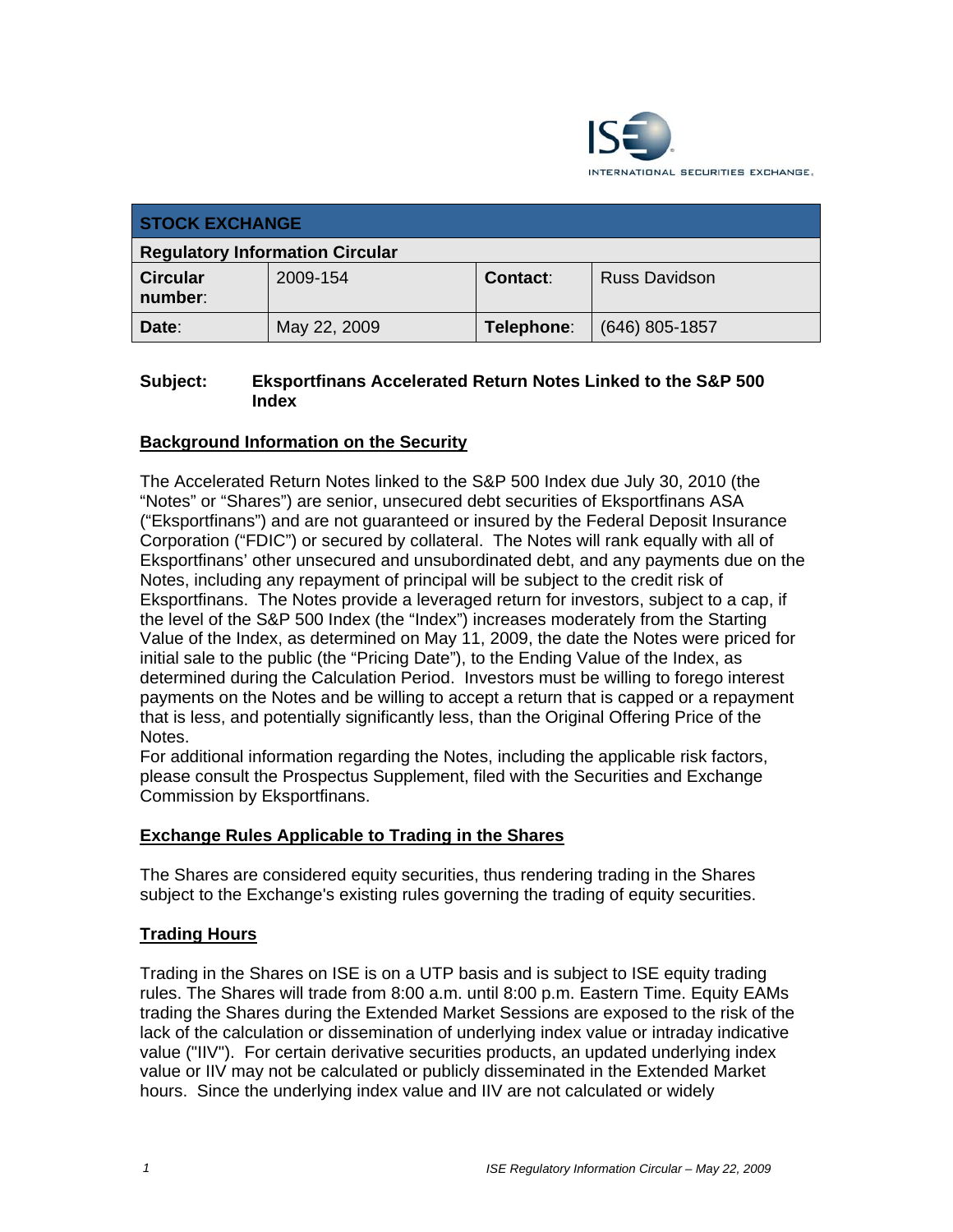ISE INTERNATIONAL SECURITIES EXCHANGE.

| STOCK EXCHANGE | | | |
|---|---|---|---|
| **Regulatory Information Circular** | | | |
| **Circular number**: | 2009-154 | **Contact**: | Russ Davidson |
| **Date**: | May 22, 2009 | **Telephone**: | (646) 805-1857 |

**Subject: Eksportfinans Accelerated Return Notes Linked to the S&P 500 Index**

## Background Information on the Security

The Accelerated Return Notes linked to the S&P 500 Index due July 30, 2010 (the "Notes" or "Shares") are senior, unsecured debt securities of Eksportfinans ASA ("Eksportfinans") and are not guaranteed or insured by the Federal Deposit Insurance Corporation ("FDIC") or secured by collateral. The Notes will rank equally with all of Eksportfinans' other unsecured and unsubordinated debt, and any payments due on the Notes, including any repayment of principal will be subject to the credit risk of Eksportfinans. The Notes provide a leveraged return for investors, subject to a cap, if the level of the S&P 500 Index (the "Index") increases moderately from the Starting Value of the Index, as determined on May 11, 2009, the date the Notes were priced for initial sale to the public (the "Pricing Date"), to the Ending Value of the Index, as determined during the Calculation Period. Investors must be willing to forego interest payments on the Notes and be willing to accept a return that is capped or a repayment that is less, and potentially significantly less, than the Original Offering Price of the Notes.

For additional information regarding the Notes, including the applicable risk factors, please consult the Prospectus Supplement, filed with the Securities and Exchange Commission by Eksportfinans.

## Exchange Rules Applicable to Trading in the Shares

The Shares are considered equity securities, thus rendering trading in the Shares subject to the Exchange's existing rules governing the trading of equity securities.

## Trading Hours

Trading in the Shares on ISE is on a UTP basis and is subject to ISE equity trading rules. The Shares will trade from 8:00 a.m. until 8:00 p.m. Eastern Time. Equity EAMs trading the Shares during the Extended Market Sessions are exposed to the risk of the lack of the calculation or dissemination of underlying index value or intraday indicative value ("IIV"). For certain derivative securities products, an updated underlying index value or IIV may not be calculated or publicly disseminated in the Extended Market hours. Since the underlying index value and IIV are not calculated or widely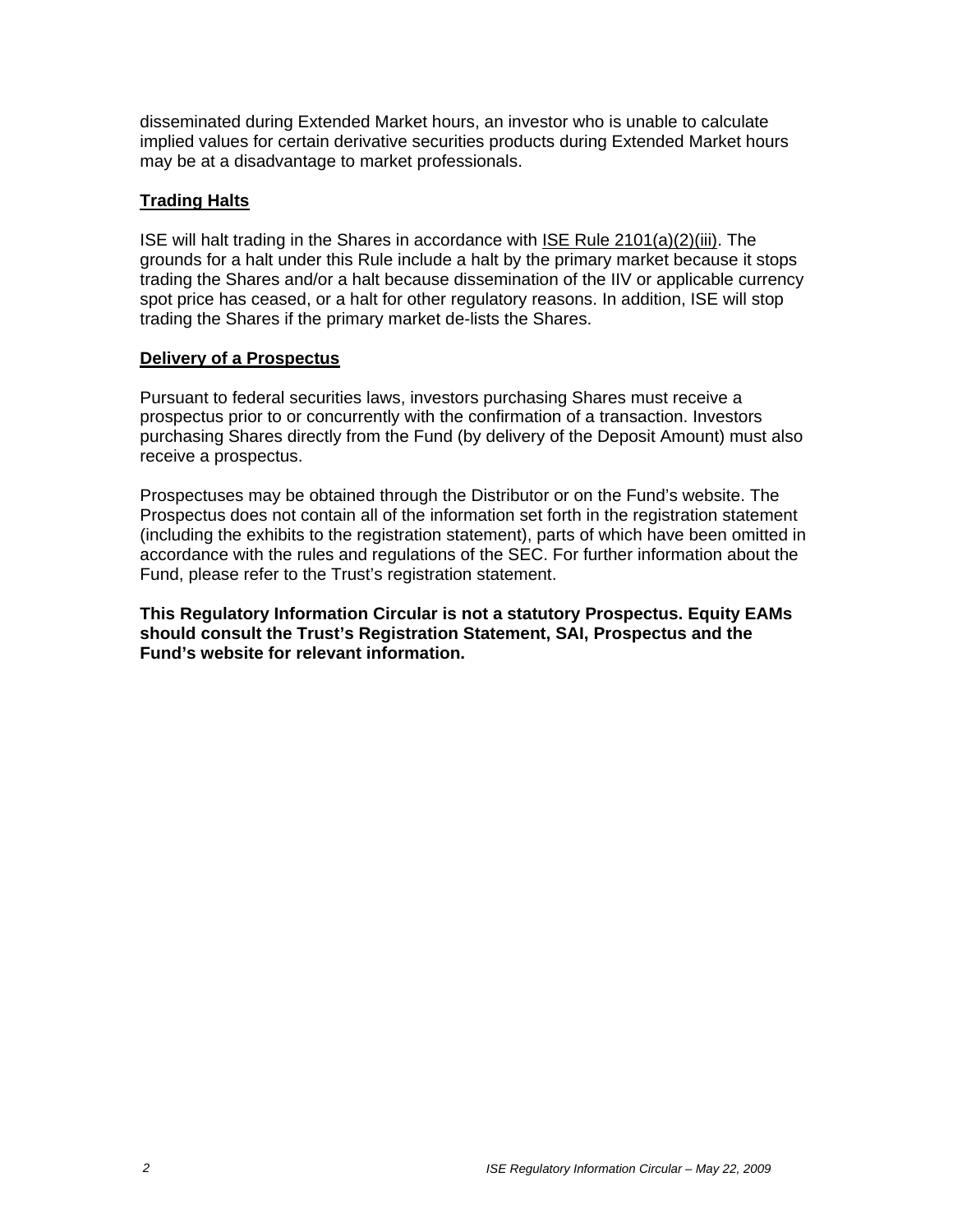disseminated during Extended Market hours, an investor who is unable to calculate implied values for certain derivative securities products during Extended Market hours may be at a disadvantage to market professionals.

## Trading Halts

ISE will halt trading in the Shares in accordance with ISE Rule 2101(a)(2)(iii). The grounds for a halt under this Rule include a halt by the primary market because it stops trading the Shares and/or a halt because dissemination of the IIV or applicable currency spot price has ceased, or a halt for other regulatory reasons. In addition, ISE will stop trading the Shares if the primary market de-lists the Shares.

## Delivery of a Prospectus

Pursuant to federal securities laws, investors purchasing Shares must receive a prospectus prior to or concurrently with the confirmation of a transaction. Investors purchasing Shares directly from the Fund (by delivery of the Deposit Amount) must also receive a prospectus.

Prospectuses may be obtained through the Distributor or on the Fund's website. The Prospectus does not contain all of the information set forth in the registration statement (including the exhibits to the registration statement), parts of which have been omitted in accordance with the rules and regulations of the SEC. For further information about the Fund, please refer to the Trust's registration statement.

**This Regulatory Information Circular is not a statutory Prospectus. Equity EAMs should consult the Trust's Registration Statement, SAI, Prospectus and the Fund's website for relevant information.**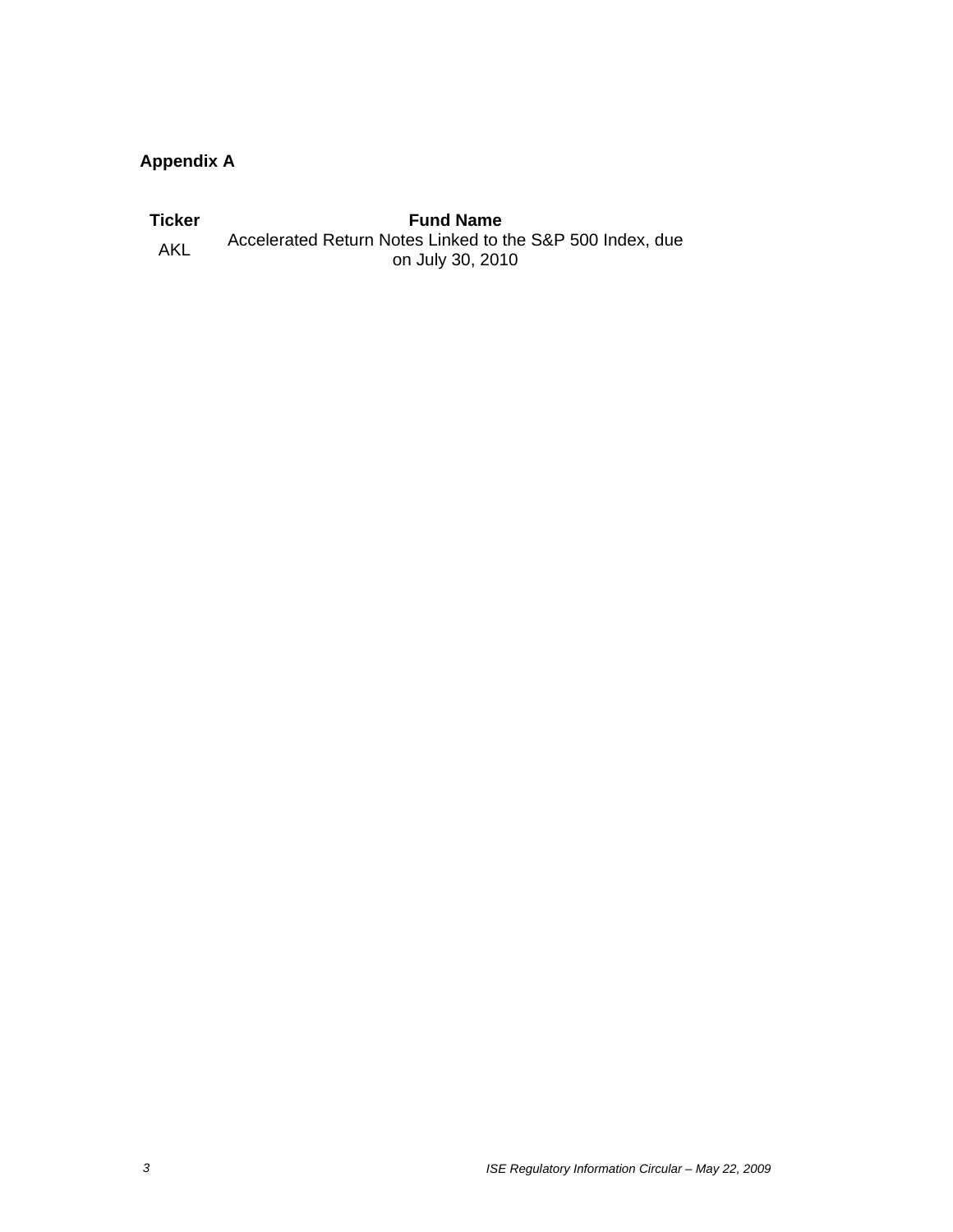**Appendix A**

| Ticker | Fund Name |
|---|---|
| AKL | Accelerated Return Notes Linked to the S&P 500 Index, due on July 30, 2010 |